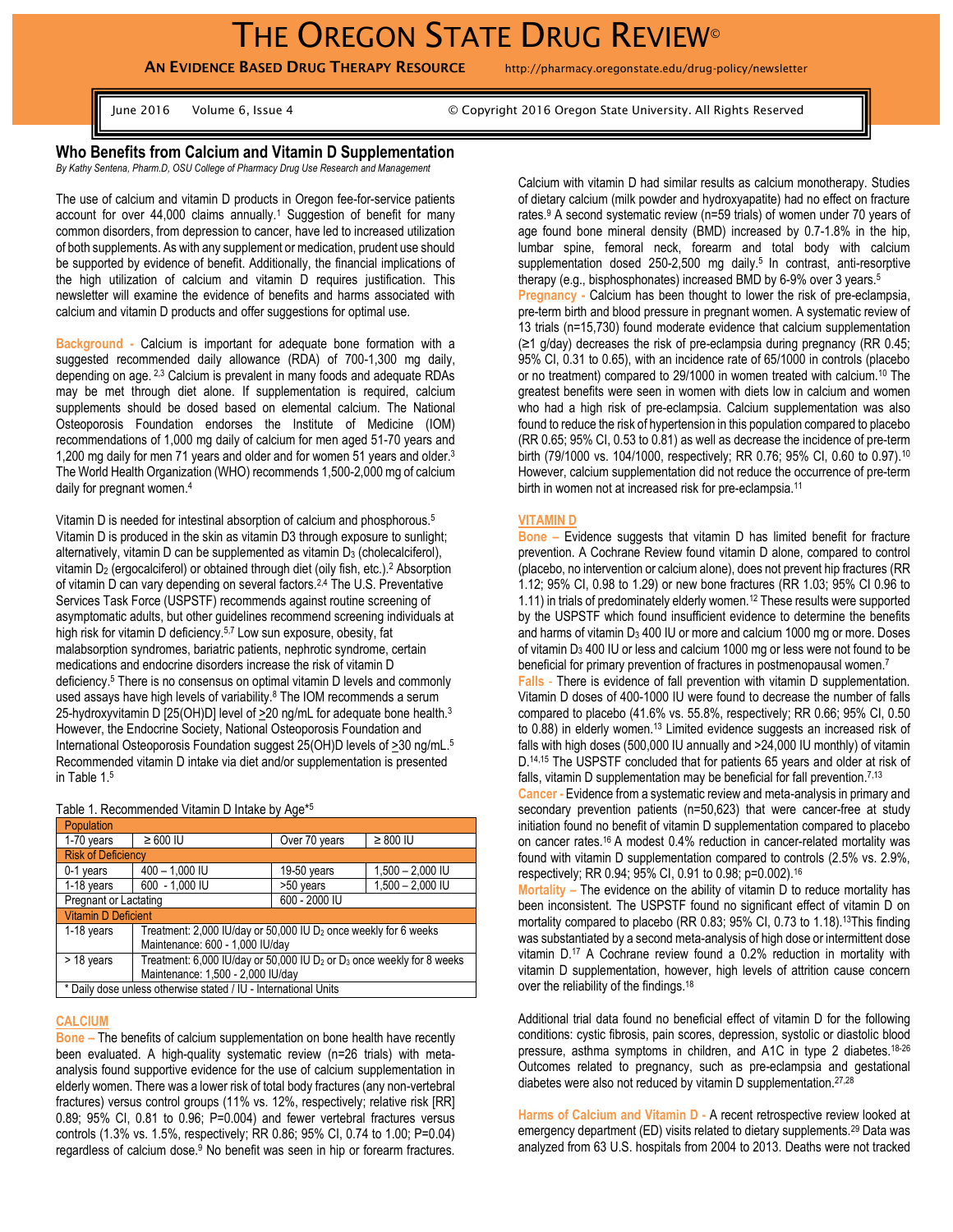# THE OREGON STATE DRUG REVIEW©

**AN EVIDENCE BASED DRUG THERAPY RESOURCE** http://pharmacy.oregonstate.edu/drug-policy/newsletter

June 2016 Volume 6, Issue 4 © Copyright 2016 Oregon State University. All Rights Reserved

## Who Benefits from Calcium and Vitamin D Supplementation

*By Kathy Sentena, Pharm.D, OSU College of Pharmacy Drug Use Research and Management*

The use of calcium and vitamin D products in Oregon fee-for-service patients account for over 44,000 claims annually.[1] Suggestion of benefit for many common disorders, from depression to cancer, have led to increased utilization of both supplements. As with any supplement or medication, prudent use should be supported by evidence of benefit. Additionally, the financial implications of the high utilization of calcium and vitamin D requires justification. This newsletter will examine the evidence of benefits and harms associated with calcium and vitamin D products and offer suggestions for optimal use.

**Background -** Calcium is important for adequate bone formation with a suggested recommended daily allowance (RDA) of 700-1,300 mg daily, depending on age.[2,3] Calcium is prevalent in many foods and adequate RDAs may be met through diet alone. If supplementation is required, calcium supplements should be dosed based on elemental calcium. The National Osteoporosis Foundation endorses the Institute of Medicine (IOM) recommendations of 1,000 mg daily of calcium for men aged 51-70 years and 1,200 mg daily for men 71 years and older and for women 51 years and older.[3] The World Health Organization (WHO) recommends 1,500-2,000 mg of calcium daily for pregnant women.[4]

Vitamin D is needed for intestinal absorption of calcium and phosphorous.[5] Vitamin D is produced in the skin as vitamin D3 through exposure to sunlight; alternatively, vitamin D can be supplemented as vitamin $D_3$ (cholecalciferol), vitamin $D_2$ (ergocalciferol) or obtained through diet (oily fish, etc.).[2] Absorption of vitamin D can vary depending on several factors.[2,4] The U.S. Preventative Services Task Force (USPSTF) recommends against routine screening of asymptomatic adults, but other guidelines recommend screening individuals at high risk for vitamin D deficiency.[5,7] Low sun exposure, obesity, fat malabsorption syndromes, bariatric patients, nephrotic syndrome, certain medications and endocrine disorders increase the risk of vitamin D deficiency.[5] There is no consensus on optimal vitamin D levels and commonly used assays have high levels of variability.[8] The IOM recommends a serum 25-hydroxyvitamin D [25(OH)D] level of $\geq$20 ng/mL for adequate bone health.[3] However, the Endocrine Society, National Osteoporosis Foundation and International Osteoporosis Foundation suggest 25(OH)D levels of $\geq$30 ng/mL.[5] Recommended vitamin D intake via diet and/or supplementation is presented in Table 1.[5]

Table 1. Recommended Vitamin D Intake by Age*[5]

| Population | | | |
|---|---|---|---|
| 1-70 years | ≥ 600 IU | Over 70 years | ≥ 800 IU |
| **Risk of Deficiency** | | | |
| 0-1 years | 400 – 1,000 IU | 19-50 years | 1,500 – 2,000 IU |
| 1-18 years | 600 - 1,000 IU | >50 years | 1,500 – 2,000 IU |
| Pregnant or Lactating | | 600 - 2000 IU | |
| **Vitamin D Deficient** | | | |
| 1-18 years | Treatment: 2,000 IU/day or 50,000 IU $D_2$ once weekly for 6 weeks<br>Maintenance: 600 - 1,000 IU/day | | |
| > 18 years | Treatment: 6,000 IU/day or 50,000 IU $D_2$ or $D_3$ once weekly for 8 weeks<br>Maintenance: 1,500 - 2,000 IU/day | | |
| * Daily dose unless otherwise stated / IU - International Units | | | |

### CALCIUM

**Bone –** The benefits of calcium supplementation on bone health have recently been evaluated. A high-quality systematic review (n=26 trials) with meta-analysis found supportive evidence for the use of calcium supplementation in elderly women. There was a lower risk of total body fractures (any non-vertebral fractures) versus control groups (11% vs. 12%, respectively; relative risk [RR] 0.89; 95% CI, 0.81 to 0.96; P=0.004) and fewer vertebral fractures versus controls (1.3% vs. 1.5%, respectively; RR 0.86; 95% CI, 0.74 to 1.00; P=0.04) regardless of calcium dose.[9] No benefit was seen in hip or forearm fractures. Calcium with vitamin D had similar results as calcium monotherapy. Studies of dietary calcium (milk powder and hydroxyapatite) had no effect on fracture rates.[9] A second systematic review (n=59 trials) of women under 70 years of age found bone mineral density (BMD) increased by 0.7-1.8% in the hip, lumbar spine, femoral neck, forearm and total body with calcium supplementation dosed 250-2,500 mg daily.[5] In contrast, anti-resorptive therapy (e.g., bisphosphonates) increased BMD by 6-9% over 3 years.[5]

**Pregnancy -** Calcium has been thought to lower the risk of pre-eclampsia, pre-term birth and blood pressure in pregnant women. A systematic review of 13 trials (n=15,730) found moderate evidence that calcium supplementation (≥1 g/day) decreases the risk of pre-eclampsia during pregnancy (RR 0.45; 95% CI, 0.31 to 0.65), with an incidence rate of 65/1000 in controls (placebo or no treatment) compared to 29/1000 in women treated with calcium.[10] The greatest benefits were seen in women with diets low in calcium and women who had a high risk of pre-eclampsia. Calcium supplementation was also found to reduce the risk of hypertension in this population compared to placebo (RR 0.65; 95% CI, 0.53 to 0.81) as well as decrease the incidence of pre-term birth (79/1000 vs. 104/1000, respectively; RR 0.76; 95% CI, 0.60 to 0.97).[10] However, calcium supplementation did not reduce the occurrence of pre-term birth in women not at increased risk for pre-eclampsia.[11]

### VITAMIN D

**Bone –** Evidence suggests that vitamin D has limited benefit for fracture prevention. A Cochrane Review found vitamin D alone, compared to control (placebo, no intervention or calcium alone), does not prevent hip fractures (RR 1.12; 95% CI, 0.98 to 1.29) or new bone fractures (RR 1.03; 95% CI 0.96 to 1.11) in trials of predominately elderly women.[12] These results were supported by the USPSTF which found insufficient evidence to determine the benefits and harms of vitamin $D_3$ 400 IU or more and calcium 1000 mg or more. Doses of vitamin $D_3$ 400 IU or less and calcium 1000 mg or less were not found to be beneficial for primary prevention of fractures in postmenopausal women.[7]

**Falls -** There is evidence of fall prevention with vitamin D supplementation. Vitamin D doses of 400-1000 IU were found to decrease the number of falls compared to placebo (41.6% vs. 55.8%, respectively; RR 0.66; 95% CI, 0.50 to 0.88) in elderly women.[13] Limited evidence suggests an increased risk of falls with high doses (500,000 IU annually and >24,000 IU monthly) of vitamin D.[14,15] The USPSTF concluded that for patients 65 years and older at risk of falls, vitamin D supplementation may be beneficial for fall prevention.[7,13]

**Cancer -** Evidence from a systematic review and meta-analysis in primary and secondary prevention patients (n=50,623) that were cancer-free at study initiation found no benefit of vitamin D supplementation compared to placebo on cancer rates.[16] A modest 0.4% reduction in cancer-related mortality was found with vitamin D supplementation compared to controls (2.5% vs. 2.9%, respectively; RR 0.94; 95% CI, 0.91 to 0.98; p=0.002).[16]

**Mortality –** The evidence on the ability of vitamin D to reduce mortality has been inconsistent. The USPSTF found no significant effect of vitamin D on mortality compared to placebo (RR 0.83; 95% CI, 0.73 to 1.18).[13] This finding was substantiated by a second meta-analysis of high dose or intermittent dose vitamin D.[17] A Cochrane review found a 0.2% reduction in mortality with vitamin D supplementation, however, high levels of attrition cause concern over the reliability of the findings.[18]

Additional trial data found no beneficial effect of vitamin D for the following conditions: cystic fibrosis, pain scores, depression, systolic or diastolic blood pressure, asthma symptoms in children, and A1C in type 2 diabetes.[18-26] Outcomes related to pregnancy, such as pre-eclampsia and gestational diabetes were also not reduced by vitamin D supplementation.[27,28]

**Harms of Calcium and Vitamin D -** A recent retrospective review looked at emergency department (ED) visits related to dietary supplements.[29] Data was analyzed from 63 U.S. hospitals from 2004 to 2013. Deaths were not tracked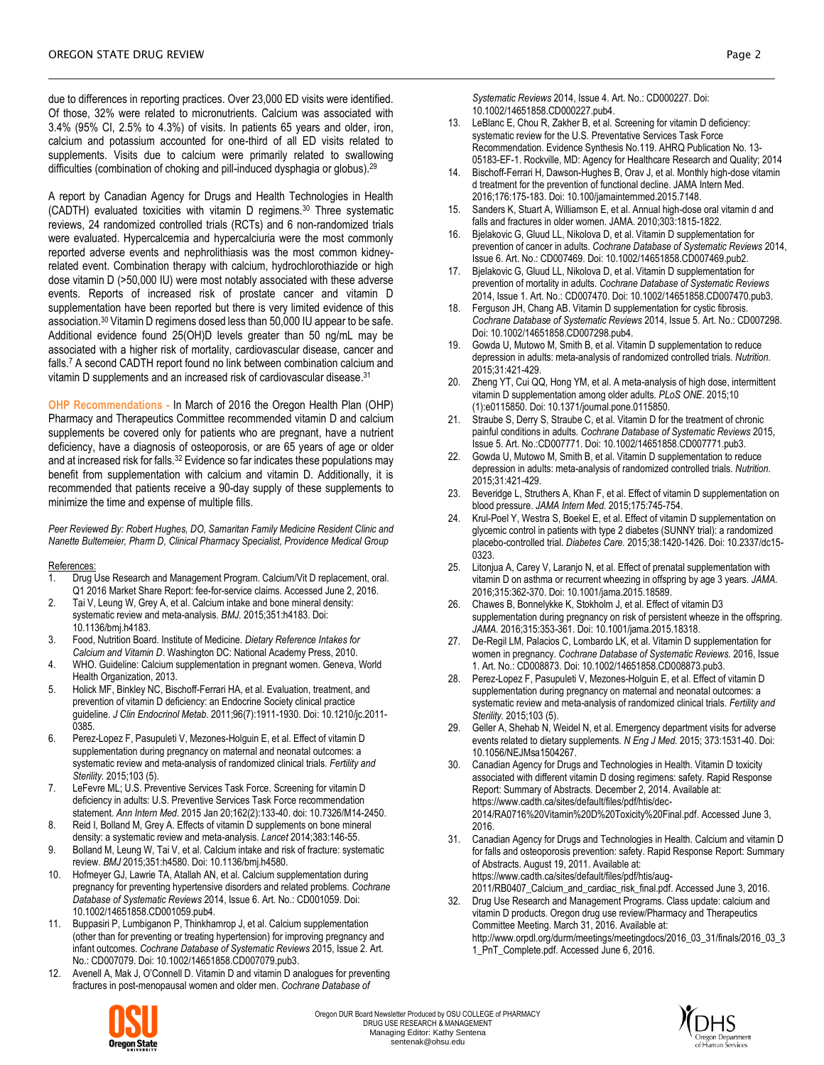due to differences in reporting practices. Over 23,000 ED visits were identified. Of those, 32% were related to micronutrients. Calcium was associated with 3.4% (95% CI, 2.5% to 4.3%) of visits. In patients 65 years and older, iron, calcium and potassium accounted for one-third of all ED visits related to supplements. Visits due to calcium were primarily related to swallowing difficulties (combination of choking and pill-induced dysphagia or globus).[29]

A report by Canadian Agency for Drugs and Health Technologies in Health (CADTH) evaluated toxicities with vitamin D regimens.[30] Three systematic reviews, 24 randomized controlled trials (RCTs) and 6 non-randomized trials were evaluated. Hypercalcemia and hypercalciuria were the most commonly reported adverse events and nephrolithiasis was the most common kidney-related event. Combination therapy with calcium, hydrochlorothiazide or high dose vitamin D (>50,000 IU) were most notably associated with these adverse events. Reports of increased risk of prostate cancer and vitamin D supplementation have been reported but there is very limited evidence of this association.[30] Vitamin D regimens dosed less than 50,000 IU appear to be safe. Additional evidence found 25(OH)D levels greater than 50 ng/mL may be associated with a higher risk of mortality, cardiovascular disease, cancer and falls.[7] A second CADTH report found no link between combination calcium and vitamin D supplements and an increased risk of cardiovascular disease.[31]

**OHP Recommendations -** In March of 2016 the Oregon Health Plan (OHP) Pharmacy and Therapeutics Committee recommended vitamin D and calcium supplements be covered only for patients who are pregnant, have a nutrient deficiency, have a diagnosis of osteoporosis, or are 65 years of age or older and at increased risk for falls.[32] Evidence so far indicates these populations may benefit from supplementation with calcium and vitamin D. Additionally, it is recommended that patients receive a 90-day supply of these supplements to minimize the time and expense of multiple fills.

*Peer Reviewed By: Robert Hughes, DO, Samaritan Family Medicine Resident Clinic and Nanette Bultemeier, Pharm D, Clinical Pharmacy Specialist, Providence Medical Group*

References:

1. Drug Use Research and Management Program. Calcium/Vit D replacement, oral. Q1 2016 Market Share Report: fee-for-service claims. Accessed June 2, 2016.
2. Tai V, Leung W, Grey A, et al. Calcium intake and bone mineral density: systematic review and meta-analysis. *BMJ.* 2015;351:h4183. Doi: 10.1136/bmj.h4183.
3. Food, Nutrition Board. Institute of Medicine. *Dietary Reference Intakes for Calcium and Vitamin D*. Washington DC: National Academy Press, 2010.
4. WHO. Guideline: Calcium supplementation in pregnant women. Geneva, World Health Organization, 2013.
5. Holick MF, Binkley NC, Bischoff-Ferrari HA, et al. Evaluation, treatment, and prevention of vitamin D deficiency: an Endocrine Society clinical practice guideline. *J Clin Endocrinol Metab*. 2011;96(7):1911-1930. Doi: 10.1210/jc.2011-0385.
6. Perez-Lopez F, Pasupuleti V, Mezones-Holguin E, et al. Effect of vitamin D supplementation during pregnancy on maternal and neonatal outcomes: a systematic review and meta-analysis of randomized controlled trials. *Fertility and Sterility*. 2015;103 (5).
7. LeFevre ML; U.S. Preventive Services Task Force. Screening for vitamin D deficiency in adults: U.S. Preventive Services Task Force recommendation statement. *Ann Intern Med*. 2015 Jan 20;162(2):133-40. doi: 10.7326/M14-2450.
8. Reid I, Bolland M, Grey A. Effects of vitamin D supplements on bone mineral density: a systematic review and meta-analysis. *Lancet* 2014;383:146-55.
9. Bolland M, Leung W, Tai V, et al. Calcium intake and risk of fracture: systematic review. *BMJ* 2015;351:h4580. Doi: 10.1136/bmj.h4580.
10. Hofmeyer GJ, Lawrie TA, Atallah AN, et al. Calcium supplementation during pregnancy for preventing hypertensive disorders and related problems. *Cochrane Database of Systematic Reviews* 2014, Issue 6. Art. No.: CD001059. Doi: 10.1002/14651858.CD001059.pub4.
11. Buppasiri P, Lumbiganon P, Thinkhamrop J, et al. Calcium supplementation (other than for preventing or treating hypertension) for improving pregnancy and infant outcomes. *Cochrane Database of Systematic Reviews* 2015, Issue 2. Art. No.: CD007079. Doi: 10.1002/14651858.CD007079.pub3.
12. Avenell A, Mak J, O'Connell D. Vitamin D and vitamin D analogues for preventing fractures in post-menopausal women and older men. *Cochrane Database of Systematic Reviews* 2014, Issue 4. Art. No.: CD000227. Doi: 10.1002/14651858.CD000227.pub4.
13. LeBlanc E, Chou R, Zakher B, et al. Screening for vitamin D deficiency: systematic review for the U.S. Preventative Services Task Force Recommendation. Evidence Synthesis No.119. AHRQ Publication No. 13-05183-EF-1. Rockville, MD: Agency for Healthcare Research and Quality; 2014
14. Bischoff-Ferrari H, Dawson-Hughes B, Orav J, et al. Monthly high-dose vitamin d treatment for the prevention of functional decline. JAMA Intern Med. 2016;176:175-183. Doi: 10.100/jamainternmed.2015.7148.
15. Sanders K, Stuart A, Williamson E, et al. Annual high-dose oral vitamin d and falls and fractures in older women. JAMA. 2010;303:1815-1822.
16. Bjelakovic G, Gluud LL, Nikolova D, et al. Vitamin D supplementation for prevention of cancer in adults. *Cochrane Database of Systematic Reviews* 2014, Issue 6. Art. No.: CD007469. Doi: 10.1002/14651858.CD007469.pub2.
17. Bjelakovic G, Gluud LL, Nikolova D, et al. Vitamin D supplementation for prevention of mortality in adults. *Cochrane Database of Systematic Reviews* 2014, Issue 1. Art. No.: CD007470. Doi: 10.1002/14651858.CD007470.pub3.
18. Ferguson JH, Chang AB. Vitamin D supplementation for cystic fibrosis. *Cochrane Database of Systematic Reviews* 2014, Issue 5. Art. No.: CD007298. Doi: 10.1002/14651858.CD007298.pub4.
19. Gowda U, Mutowo M, Smith B, et al. Vitamin D supplementation to reduce depression in adults: meta-analysis of randomized controlled trials. *Nutrition*. 2015;31:421-429.
20. Zheng YT, Cui QQ, Hong YM, et al. A meta-analysis of high dose, intermittent vitamin D supplementation among older adults. *PLoS ONE*. 2015;10 (1):e0115850. Doi: 10.1371/journal.pone.0115850.
21. Straube S, Derry S, Straube C, et al. Vitamin D for the treatment of chronic painful conditions in adults. *Cochrane Database of Systematic Reviews* 2015, Issue 5. Art. No.:CD007771. Doi: 10.1002/14651858.CD007771.pub3.
22. Gowda U, Mutowo M, Smith B, et al. Vitamin D supplementation to reduce depression in adults: meta-analysis of randomized controlled trials. *Nutrition*. 2015;31:421-429.
23. Beveridge L, Struthers A, Khan F, et al. Effect of vitamin D supplementation on blood pressure. *JAMA Intern Med*. 2015;175:745-754.
24. Krul-Poel Y, Westra S, Boekel E, et al. Effect of vitamin D supplementation on glycemic control in patients with type 2 diabetes (SUNNY trial): a randomized placebo-controlled trial. *Diabetes Care*. 2015;38:1420-1426. Doi: 10.2337/dc15-0323.
25. Litonjua A, Carey V, Laranjo N, et al. Effect of prenatal supplementation with vitamin D on asthma or recurrent wheezing in offspring by age 3 years. *JAMA*. 2016;315:362-370. Doi: 10.1001/jama.2015.18589.
26. Chawes B, Bonnelykke K, Stokholm J, et al. Effect of vitamin D3 supplementation during pregnancy on risk of persistent wheeze in the offspring. *JAMA*. 2016;315:353-361. Doi: 10.1001/jama.2015.18318.
27. De-Regil LM, Palacios C, Lombardo LK, et al. Vitamin D supplementation for women in pregnancy. *Cochrane Database of Systematic Reviews.* 2016, Issue 1. Art. No.: CD008873. Doi: 10.1002/14651858.CD008873.pub3.
28. Perez-Lopez F, Pasupuleti V, Mezones-Holguin E, et al. Effect of vitamin D supplementation during pregnancy on maternal and neonatal outcomes: a systematic review and meta-analysis of randomized clinical trials. *Fertility and Sterility*. 2015;103 (5).
29. Geller A, Shehab N, Weidel N, et al. Emergency department visits for adverse events related to dietary supplements. *N Eng J Med.* 2015; 373:1531-40. Doi: 10.1056/NEJMsa1504267.
30. Canadian Agency for Drugs and Technologies in Health. Vitamin D toxicity associated with different vitamin D dosing regimens: safety. Rapid Response Report: Summary of Abstracts. December 2, 2014. Available at: https://www.cadth.ca/sites/default/files/pdf/htis/dec-2014/RA0716%20Vitamin%20D%20Toxicity%20Final.pdf. Accessed June 3, 2016.
31. Canadian Agency for Drugs and Technologies in Health. Calcium and vitamin D for falls and osteoporosis prevention: safety. Rapid Response Report: Summary of Abstracts. August 19, 2011. Available at: https://www.cadth.ca/sites/default/files/pdf/htis/aug-2011/RB0407_Calcium_and_cardiac_risk_final.pdf. Accessed June 3, 2016.
32. Drug Use Research and Management Programs. Class update: calcium and vitamin D products. Oregon drug use review/Pharmacy and Therapeutics Committee Meeting. March 31, 2016. Available at: http://www.orpdl.org/durm/meetings/meetingdocs/2016_03_31/finals/2016_03_31_PnT_Complete.pdf. Accessed June 6, 2016.

Oregon DUR Board Newsletter Produced by OSU COLLEGE of PHARMACY
DRUG USE RESEARCH & MANAGEMENT
Managing Editor: Kathy Sentena
sentenak@ohsu.edu